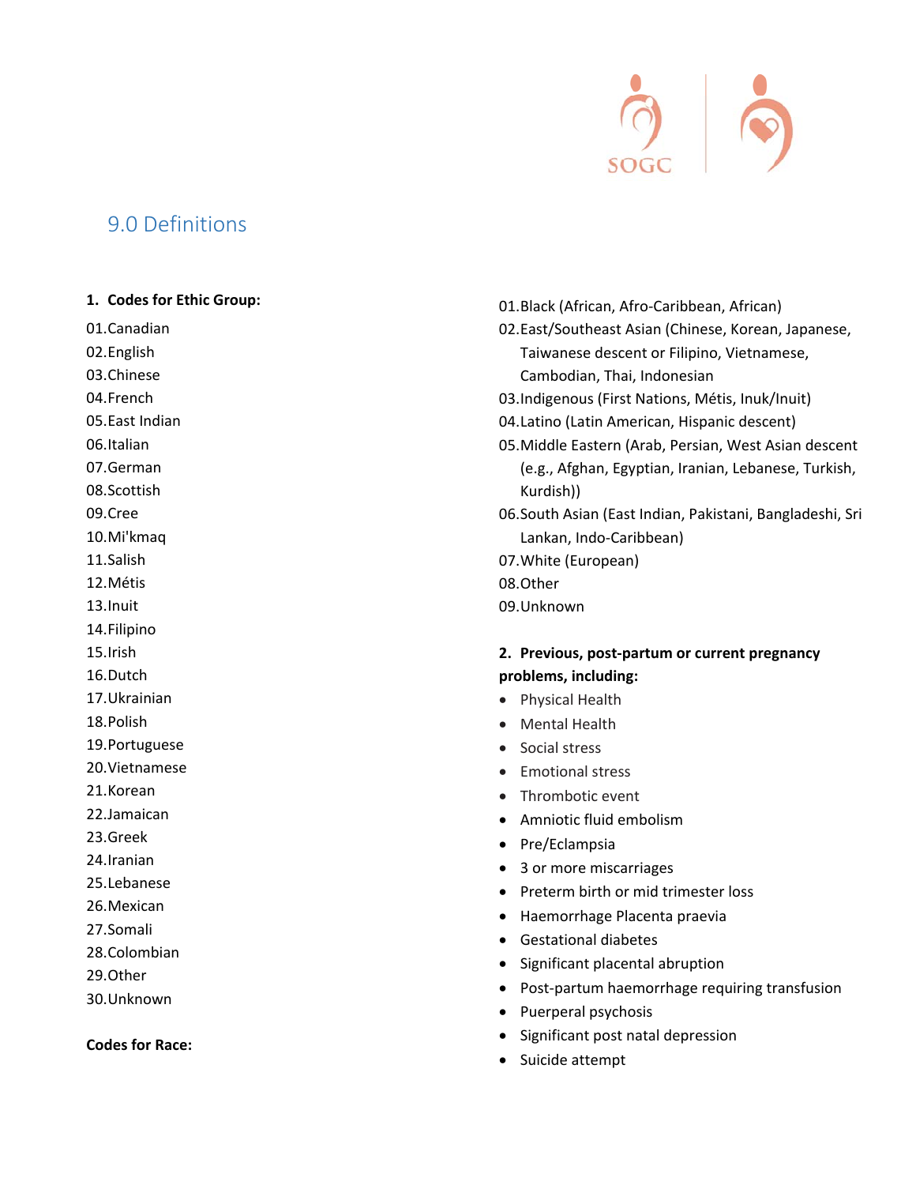## 9.0 Definitions

1. **Codes for Ethic Group:**

01.Canadian
02.English
03.Chinese
04.French
05.East Indian
06.Italian
07.German
08.Scottish
09.Cree
10.Mi'kmaq
11.Salish
12.Métis
13.Inuit
14.Filipino
15.Irish
16.Dutch
17.Ukrainian
18.Polish
19.Portuguese
20.Vietnamese
21.Korean
22.Jamaican
23.Greek
24.Iranian
25.Lebanese
26.Mexican
27.Somali
28.Colombian
29.Other
30.Unknown

**Codes for Race:**

01.Black (African, Afro-Caribbean, African)
02.East/Southeast Asian (Chinese, Korean, Japanese, Taiwanese descent or Filipino, Vietnamese, Cambodian, Thai, Indonesian
03.Indigenous (First Nations, Métis, Inuk/Inuit)
04.Latino (Latin American, Hispanic descent)
05.Middle Eastern (Arab, Persian, West Asian descent (e.g., Afghan, Egyptian, Iranian, Lebanese, Turkish, Kurdish))
06.South Asian (East Indian, Pakistani, Bangladeshi, Sri Lankan, Indo-Caribbean)
07.White (European)
08.Other
09.Unknown

2. **Previous, post-partum or current pregnancy problems, including:**

- Physical Health
- Mental Health
- Social stress
- Emotional stress
- Thrombotic event
- Amniotic fluid embolism
- Pre/Eclampsia
- 3 or more miscarriages
- Preterm birth or mid trimester loss
- Haemorrhage Placenta praevia
- Gestational diabetes
- Significant placental abruption
- Post-partum haemorrhage requiring transfusion
- Puerperal psychosis
- Significant post natal depression
- Suicide attempt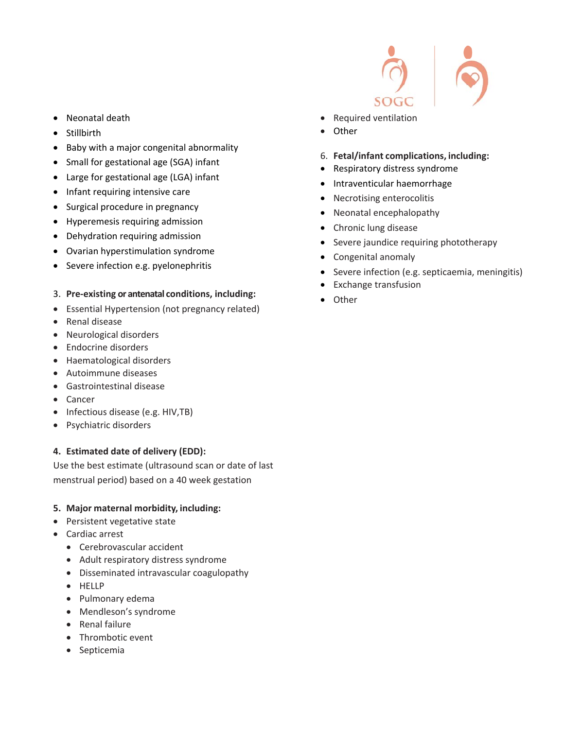- Neonatal death
- Stillbirth
- Baby with a major congenital abnormality
- Small for gestational age (SGA) infant
- Large for gestational age (LGA) infant
- Infant requiring intensive care
- Surgical procedure in pregnancy
- Hyperemesis requiring admission
- Dehydration requiring admission
- Ovarian hyperstimulation syndrome
- Severe infection e.g. pyelonephritis

3. **Pre-existing or antenatal conditions, including:**

- Essential Hypertension (not pregnancy related)
- Renal disease
- Neurological disorders
- Endocrine disorders
- Haematological disorders
- Autoimmune diseases
- Gastrointestinal disease
- Cancer
- Infectious disease (e.g. HIV,TB)
- Psychiatric disorders

4. **Estimated date of delivery (EDD):**

Use the best estimate (ultrasound scan or date of last menstrual period) based on a 40 week gestation

5. **Major maternal morbidity, including:**

- Persistent vegetative state
- Cardiac arrest
  - Cerebrovascular accident
  - Adult respiratory distress syndrome
  - Disseminated intravascular coagulopathy
  - HELLP
  - Pulmonary edema
  - Mendleson's syndrome
  - Renal failure
  - Thrombotic event
  - Septicemia
- Required ventilation
- Other

6. **Fetal/infant complications, including:**

- Respiratory distress syndrome
- Intraventicular haemorrhage
- Necrotising enterocolitis
- Neonatal encephalopathy
- Chronic lung disease
- Severe jaundice requiring phototherapy
- Congenital anomaly
- Severe infection (e.g. septicaemia, meningitis)
- Exchange transfusion
- Other